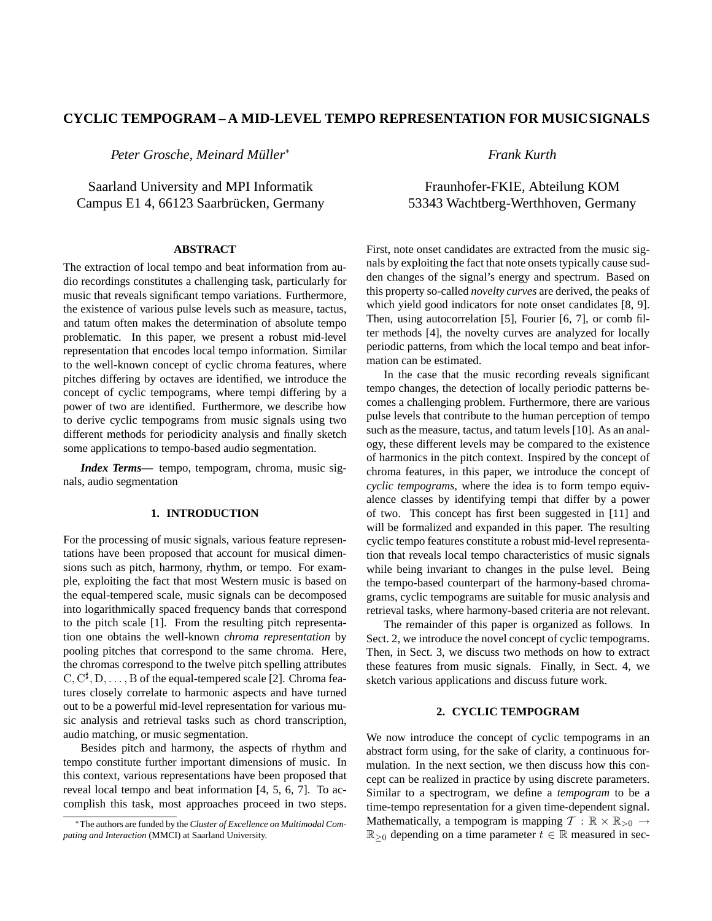# CYCLIC TEMPOGRAM – A MID-LEVEL TEMPO REPRESENTATION FOR MUSIC SIGNALS

*Peter Grosche, Meinard Müller*[*]

Saarland University and MPI Informatik
Campus E1 4, 66123 Saarbrücken, Germany

*Frank Kurth*

Fraunhofer-FKIE, Abteilung KOM
53343 Wachtberg-Werthhoven, Germany

## ABSTRACT

The extraction of local tempo and beat information from audio recordings constitutes a challenging task, particularly for music that reveals significant tempo variations. Furthermore, the existence of various pulse levels such as measure, tactus, and tatum often makes the determination of absolute tempo problematic. In this paper, we present a robust mid-level representation that encodes local tempo information. Similar to the well-known concept of cyclic chroma features, where pitches differing by octaves are identified, we introduce the concept of cyclic tempograms, where tempi differing by a power of two are identified. Furthermore, we describe how to derive cyclic tempograms from music signals using two different methods for periodicity analysis and finally sketch some applications to tempo-based audio segmentation.

***Index Terms*—** tempo, tempogram, chroma, music signals, audio segmentation

## 1. INTRODUCTION

For the processing of music signals, various feature representations have been proposed that account for musical dimensions such as pitch, harmony, rhythm, or tempo. For example, exploiting the fact that most Western music is based on the equal-tempered scale, music signals can be decomposed into logarithmically spaced frequency bands that correspond to the pitch scale [1]. From the resulting pitch representation one obtains the well-known *chroma representation* by pooling pitches that correspond to the same chroma. Here, the chromas correspond to the twelve pitch spelling attributes $\mathrm{C}, \mathrm{C}^\sharp, \mathrm{D}, \ldots, \mathrm{B}$ of the equal-tempered scale [2]. Chroma features closely correlate to harmonic aspects and have turned out to be a powerful mid-level representation for various music analysis and retrieval tasks such as chord transcription, audio matching, or music segmentation.

Besides pitch and harmony, the aspects of rhythm and tempo constitute further important dimensions of music. In this context, various representations have been proposed that reveal local tempo and beat information [4, 5, 6, 7]. To accomplish this task, most approaches proceed in two steps. First, note onset candidates are extracted from the music signals by exploiting the fact that note onsets typically cause sudden changes of the signal's energy and spectrum. Based on this property so-called *novelty curves* are derived, the peaks of which yield good indicators for note onset candidates [8, 9]. Then, using autocorrelation [5], Fourier [6, 7], or comb filter methods [4], the novelty curves are analyzed for locally periodic patterns, from which the local tempo and beat information can be estimated.

In the case that the music recording reveals significant tempo changes, the detection of locally periodic patterns becomes a challenging problem. Furthermore, there are various pulse levels that contribute to the human perception of tempo such as the measure, tactus, and tatum levels [10]. As an analogy, these different levels may be compared to the existence of harmonics in the pitch context. Inspired by the concept of chroma features, in this paper, we introduce the concept of *cyclic tempograms*, where the idea is to form tempo equivalence classes by identifying tempi that differ by a power of two. This concept has first been suggested in [11] and will be formalized and expanded in this paper. The resulting cyclic tempo features constitute a robust mid-level representation that reveals local tempo characteristics of music signals while being invariant to changes in the pulse level. Being the tempo-based counterpart of the harmony-based chromagrams, cyclic tempograms are suitable for music analysis and retrieval tasks, where harmony-based criteria are not relevant.

The remainder of this paper is organized as follows. In Sect. 2, we introduce the novel concept of cyclic tempograms. Then, in Sect. 3, we discuss two methods on how to extract these features from music signals. Finally, in Sect. 4, we sketch various applications and discuss future work.

## 2. CYCLIC TEMPOGRAM

We now introduce the concept of cyclic tempograms in an abstract form using, for the sake of clarity, a continuous formulation. In the next section, we then discuss how this concept can be realized in practice by using discrete parameters. Similar to a spectrogram, we define a *tempogram* to be a time-tempo representation for a given time-dependent signal. Mathematically, a tempogram is mapping $\mathcal{T} : \mathbb{R} \times \mathbb{R}_{>0} \rightarrow \mathbb{R}_{\geq 0}$ depending on a time parameter $t \in \mathbb{R}$ measured in sec-

[*] The authors are funded by the *Cluster of Excellence on Multimodal Computing and Interaction* (MMCI) at Saarland University.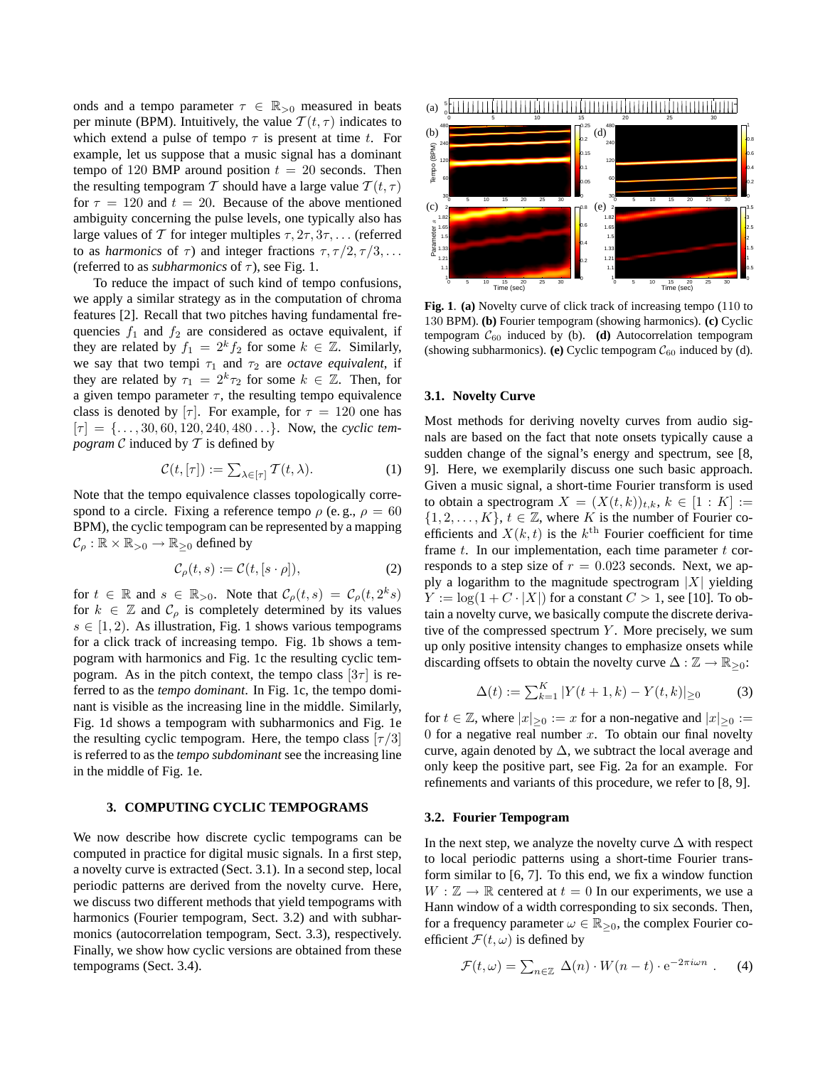onds and a tempo parameter $\tau \in \mathbb{R}_{>0}$ measured in beats per minute (BPM). Intuitively, the value $\mathcal{T}(t, \tau)$ indicates to which extend a pulse of tempo $\tau$ is present at time $t$. For example, let us suppose that a music signal has a dominant tempo of $120$ BMP around position $t = 20$ seconds. Then the resulting tempogram $\mathcal{T}$ should have a large value $\mathcal{T}(t, \tau)$ for $\tau = 120$ and $t = 20$. Because of the above mentioned ambiguity concerning the pulse levels, one typically also has large values of $\mathcal{T}$ for integer multiples $\tau, 2\tau, 3\tau, \ldots$ (referred to as *harmonics* of $\tau$) and integer fractions $\tau, \tau/2, \tau/3, \ldots$ (referred to as *subharmonics* of $\tau$), see Fig. 1.

To reduce the impact of such kind of tempo confusions, we apply a similar strategy as in the computation of chroma features [2]. Recall that two pitches having fundamental frequencies $f_1$ and $f_2$ are considered as octave equivalent, if they are related by $f_1 = 2^k f_2$ for some $k \in \mathbb{Z}$. Similarly, we say that two tempi $\tau_1$ and $\tau_2$ are *octave equivalent*, if they are related by $\tau_1 = 2^k \tau_2$ for some $k \in \mathbb{Z}$. Then, for a given tempo parameter $\tau$, the resulting tempo equivalence class is denoted by $[\tau]$. For example, for $\tau = 120$ one has $[\tau] = \{\ldots, 30, 60, 120, 240, 480 \ldots\}$. Now, the *cyclic tempogram* $\mathcal{C}$ induced by $\mathcal{T}$ is defined by

$$\mathcal{C}(t, [\tau]) := \textstyle\sum_{\lambda \in [\tau]} \mathcal{T}(t, \lambda). \tag{1}$$

Note that the tempo equivalence classes topologically correspond to a circle. Fixing a reference tempo $\rho$ (e. g., $\rho = 60$ BPM), the cyclic tempogram can be represented by a mapping $\mathcal{C}_\rho : \mathbb{R} \times \mathbb{R}_{>0} \to \mathbb{R}_{\geq 0}$ defined by

$$\mathcal{C}_\rho(t, s) := \mathcal{C}(t, [s \cdot \rho]), \tag{2}$$

for $t \in \mathbb{R}$ and $s \in \mathbb{R}_{>0}$. Note that $\mathcal{C}_\rho(t, s) = \mathcal{C}_\rho(t, 2^k s)$ for $k \in \mathbb{Z}$ and $\mathcal{C}_\rho$ is completely determined by its values $s \in [1, 2)$. As illustration, Fig. 1 shows various tempograms for a click track of increasing tempo. Fig. 1b shows a tempogram with harmonics and Fig. 1c the resulting cyclic tempogram. As in the pitch context, the tempo class $[3\tau]$ is referred to as the *tempo dominant*. In Fig. 1c, the tempo dominant is visible as the increasing line in the middle. Similarly, Fig. 1d shows a tempogram with subharmonics and Fig. 1e the resulting cyclic tempogram. Here, the tempo class $[\tau/3]$ is referred to as the *tempo subdominant* see the increasing line in the middle of Fig. 1e.

**Fig. 1**. **(a)** Novelty curve of click track of increasing tempo (110 to 130 BPM). **(b)** Fourier tempogram (showing harmonics). **(c)** Cyclic tempogram $\mathcal{C}_{60}$ induced by (b). **(d)** Autocorrelation tempogram (showing subharmonics). **(e)** Cyclic tempogram $\mathcal{C}_{60}$ induced by (d).

## 3. COMPUTING CYCLIC TEMPOGRAMS

We now describe how discrete cyclic tempograms can be computed in practice for digital music signals. In a first step, a novelty curve is extracted (Sect. 3.1). In a second step, local periodic patterns are derived from the novelty curve. Here, we discuss two different methods that yield tempograms with harmonics (Fourier tempogram, Sect. 3.2) and with subharmonics (autocorrelation tempogram, Sect. 3.3), respectively. Finally, we show how cyclic versions are obtained from these tempograms (Sect. 3.4).

### 3.1. Novelty Curve

Most methods for deriving novelty curves from audio signals are based on the fact that note onsets typically cause a sudden change of the signal's energy and spectrum, see [8, 9]. Here, we exemplarily discuss one such basic approach. Given a music signal, a short-time Fourier transform is used to obtain a spectrogram $X = (X(t, k))_{t,k}$, $k \in [1 : K] := \{1, 2, \ldots, K\}$, $t \in \mathbb{Z}$, where $K$ is the number of Fourier coefficients and $X(k, t)$ is the $k^{\text{th}}$ Fourier coefficient for time frame $t$. In our implementation, each time parameter $t$ corresponds to a step size of $r = 0.023$ seconds. Next, we apply a logarithm to the magnitude spectrogram $|X|$ yielding $Y := \log(1 + C \cdot |X|)$ for a constant $C > 1$, see [10]. To obtain a novelty curve, we basically compute the discrete derivative of the compressed spectrum $Y$. More precisely, we sum up only positive intensity changes to emphasize onsets while discarding offsets to obtain the novelty curve $\Delta : \mathbb{Z} \to \mathbb{R}_{\geq 0}$:

$$\Delta(t) := \textstyle\sum_{k=1}^{K} |Y(t+1, k) - Y(t, k)|_{\geq 0} \tag{3}$$

for $t \in \mathbb{Z}$, where $|x|_{\geq 0} := x$ for a non-negative and $|x|_{\geq 0} := 0$ for a negative real number $x$. To obtain our final novelty curve, again denoted by $\Delta$, we subtract the local average and only keep the positive part, see Fig. 2a for an example. For refinements and variants of this procedure, we refer to [8, 9].

### 3.2. Fourier Tempogram

In the next step, we analyze the novelty curve $\Delta$ with respect to local periodic patterns using a short-time Fourier transform similar to [6, 7]. To this end, we fix a window function $W : \mathbb{Z} \to \mathbb{R}$ centered at $t = 0$ In our experiments, we use a Hann window of a width corresponding to six seconds. Then, for a frequency parameter $\omega \in \mathbb{R}_{\geq 0}$, the complex Fourier coefficient $\mathcal{F}(t, \omega)$ is defined by

$$\mathcal{F}(t, \omega) = \textstyle\sum_{n \in \mathbb{Z}} \Delta(n) \cdot W(n - t) \cdot \mathrm{e}^{-2\pi i \omega n} \ . \tag{4}$$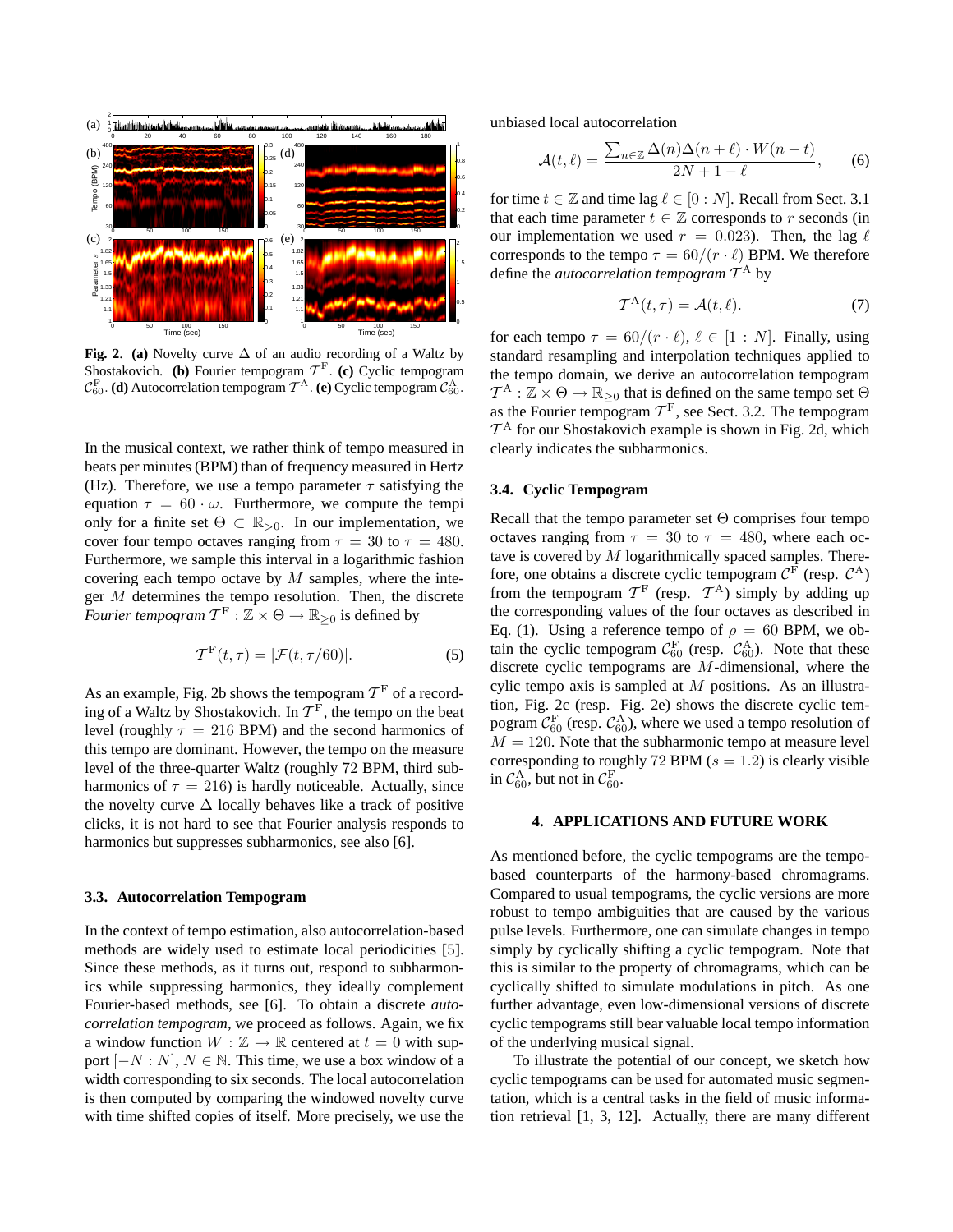**Fig. 2**. **(a)** Novelty curve $\Delta$ of an audio recording of a Waltz by Shostakovich. **(b)** Fourier tempogram $\mathcal{T}^{\mathrm{F}}$. **(c)** Cyclic tempogram $\mathcal{C}^{\mathrm{F}}_{60}$. **(d)** Autocorrelation tempogram $\mathcal{T}^{\mathrm{A}}$. **(e)** Cyclic tempogram $\mathcal{C}^{\mathrm{A}}_{60}$.

In the musical context, we rather think of tempo measured in beats per minutes (BPM) than of frequency measured in Hertz (Hz). Therefore, we use a tempo parameter $\tau$ satisfying the equation $\tau = 60 \cdot \omega$. Furthermore, we compute the tempi only for a finite set $\Theta \subset \mathbb{R}_{>0}$. In our implementation, we cover four tempo octaves ranging from $\tau = 30$ to $\tau = 480$. Furthermore, we sample this interval in a logarithmic fashion covering each tempo octave by $M$ samples, where the integer $M$ determines the tempo resolution. Then, the discrete *Fourier tempogram* $\mathcal{T}^{\mathrm{F}} : \mathbb{Z} \times \Theta \to \mathbb{R}_{\geq 0}$ is defined by

$$\mathcal{T}^{\mathrm{F}}(t, \tau) = |\mathcal{F}(t, \tau/60)|. \qquad (5)$$

As an example, Fig. 2b shows the tempogram $\mathcal{T}^{\mathrm{F}}$ of a recording of a Waltz by Shostakovich. In $\mathcal{T}^{\mathrm{F}}$, the tempo on the beat level (roughly $\tau = 216$ BPM) and the second harmonics of this tempo are dominant. However, the tempo on the measure level of the three-quarter Waltz (roughly 72 BPM, third subharmonics of $\tau = 216$) is hardly noticeable. Actually, since the novelty curve $\Delta$ locally behaves like a track of positive clicks, it is not hard to see that Fourier analysis responds to harmonics but suppresses subharmonics, see also [6].

### 3.3. Autocorrelation Tempogram

In the context of tempo estimation, also autocorrelation-based methods are widely used to estimate local periodicities [5]. Since these methods, as it turns out, respond to subharmonics while suppressing harmonics, they ideally complement Fourier-based methods, see [6]. To obtain a discrete *autocorrelation tempogram*, we proceed as follows. Again, we fix a window function $W : \mathbb{Z} \to \mathbb{R}$ centered at $t = 0$ with support $[-N : N]$, $N \in \mathbb{N}$. This time, we use a box window of a width corresponding to six seconds. The local autocorrelation is then computed by comparing the windowed novelty curve with time shifted copies of itself. More precisely, we use the unbiased local autocorrelation

$$\mathcal{A}(t, \ell) = \frac{\sum_{n \in \mathbb{Z}} \Delta(n)\Delta(n+\ell) \cdot W(n-t)}{2N + 1 - \ell}, \qquad (6)$$

for time $t \in \mathbb{Z}$ and time lag $\ell \in [0 : N]$. Recall from Sect. 3.1 that each time parameter $t \in \mathbb{Z}$ corresponds to $r$ seconds (in our implementation we used $r = 0.023$). Then, the lag $\ell$ corresponds to the tempo $\tau = 60/(r \cdot \ell)$ BPM. We therefore define the *autocorrelation tempogram* $\mathcal{T}^{\mathrm{A}}$ by

$$\mathcal{T}^{\mathrm{A}}(t, \tau) = \mathcal{A}(t, \ell). \qquad (7)$$

for each tempo $\tau = 60/(r \cdot \ell)$, $\ell \in [1 : N]$. Finally, using standard resampling and interpolation techniques applied to the tempo domain, we derive an autocorrelation tempogram $\mathcal{T}^{\mathrm{A}} : \mathbb{Z} \times \Theta \to \mathbb{R}_{\geq 0}$ that is defined on the same tempo set $\Theta$ as the Fourier tempogram $\mathcal{T}^{\mathrm{F}}$, see Sect. 3.2. The tempogram $\mathcal{T}^{\mathrm{A}}$ for our Shostakovich example is shown in Fig. 2d, which clearly indicates the subharmonics.

### 3.4. Cyclic Tempogram

Recall that the tempo parameter set $\Theta$ comprises four tempo octaves ranging from $\tau = 30$ to $\tau = 480$, where each octave is covered by $M$ logarithmically spaced samples. Therefore, one obtains a discrete cyclic tempogram $\mathcal{C}^{\mathrm{F}}$ (resp. $\mathcal{C}^{\mathrm{A}}$) from the tempogram $\mathcal{T}^{\mathrm{F}}$ (resp. $\mathcal{T}^{\mathrm{A}}$) simply by adding up the corresponding values of the four octaves as described in Eq. (1). Using a reference tempo of $\rho = 60$ BPM, we obtain the cyclic tempogram $\mathcal{C}^{\mathrm{F}}_{60}$ (resp. $\mathcal{C}^{\mathrm{A}}_{60}$). Note that these discrete cyclic tempograms are $M$-dimensional, where the cylic tempo axis is sampled at $M$ positions. As an illustration, Fig. 2c (resp. Fig. 2e) shows the discrete cyclic tempogram $\mathcal{C}^{\mathrm{F}}_{60}$ (resp. $\mathcal{C}^{\mathrm{A}}_{60}$), where we used a tempo resolution of $M = 120$. Note that the subharmonic tempo at measure level corresponding to roughly 72 BPM ($s = 1.2$) is clearly visible in $\mathcal{C}^{\mathrm{A}}_{60}$, but not in $\mathcal{C}^{\mathrm{F}}_{60}$.

## 4. APPLICATIONS AND FUTURE WORK

As mentioned before, the cyclic tempograms are the tempo-based counterparts of the harmony-based chromagrams. Compared to usual tempograms, the cyclic versions are more robust to tempo ambiguities that are caused by the various pulse levels. Furthermore, one can simulate changes in tempo simply by cyclically shifting a cyclic tempogram. Note that this is similar to the property of chromagrams, which can be cyclically shifted to simulate modulations in pitch. As one further advantage, even low-dimensional versions of discrete cyclic tempograms still bear valuable local tempo information of the underlying musical signal.

To illustrate the potential of our concept, we sketch how cyclic tempograms can be used for automated music segmentation, which is a central tasks in the field of music information retrieval [1, 3, 12]. Actually, there are many different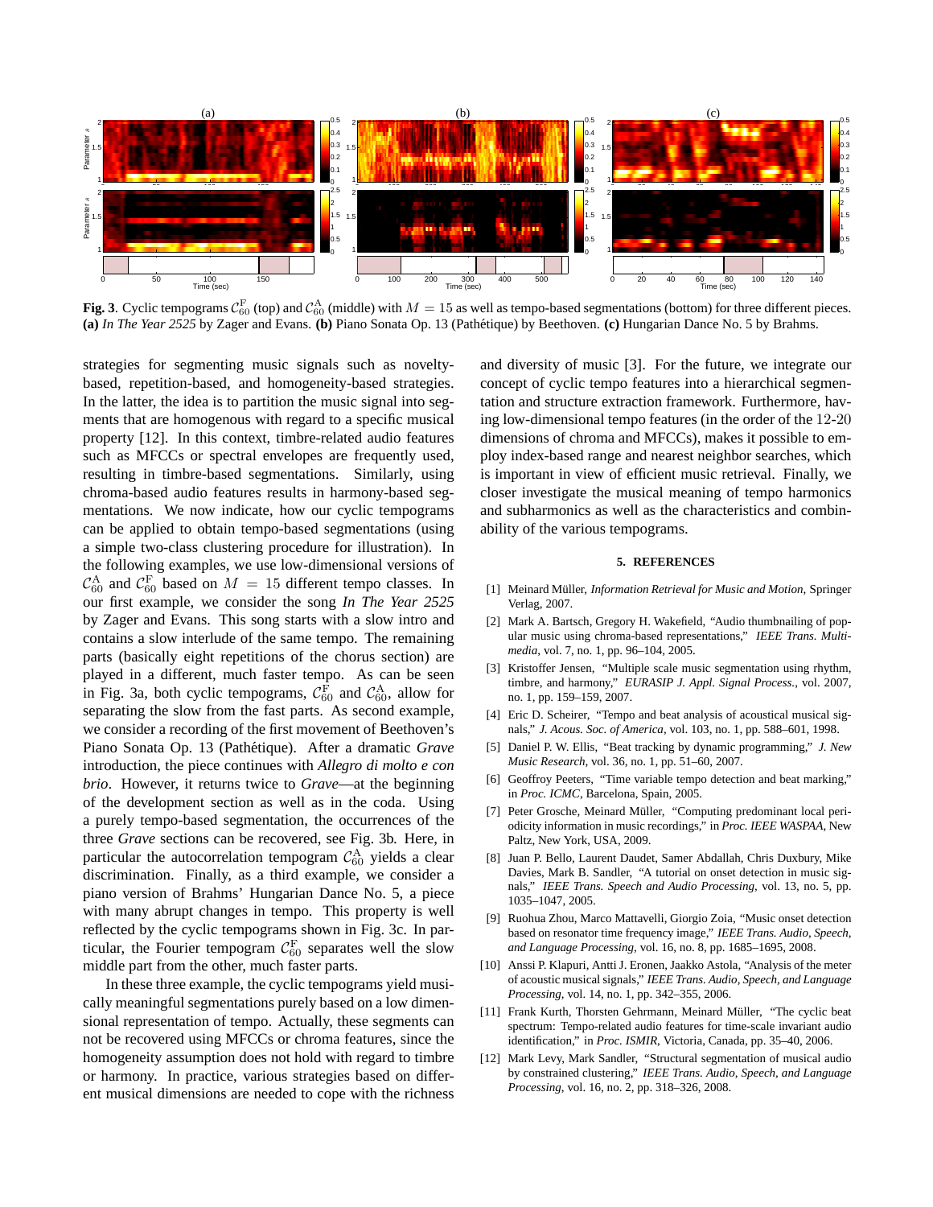(a) (b) (c)

Parameter s

Time (sec)

**Fig. 3**. Cyclic tempograms $\mathcal{C}^{\mathrm{F}}_{60}$ (top) and $\mathcal{C}^{\mathrm{A}}_{60}$ (middle) with $M = 15$ as well as tempo-based segmentations (bottom) for three different pieces. **(a)** *In The Year 2525* by Zager and Evans. **(b)** Piano Sonata Op. 13 (Pathétique) by Beethoven. **(c)** Hungarian Dance No. 5 by Brahms.

strategies for segmenting music signals such as novelty-based, repetition-based, and homogeneity-based strategies. In the latter, the idea is to partition the music signal into segments that are homogenous with regard to a specific musical property [12]. In this context, timbre-related audio features such as MFCCs or spectral envelopes are frequently used, resulting in timbre-based segmentations. Similarly, using chroma-based audio features results in harmony-based segmentations. We now indicate, how our cyclic tempograms can be applied to obtain tempo-based segmentations (using a simple two-class clustering procedure for illustration). In the following examples, we use low-dimensional versions of $\mathcal{C}^{\mathrm{A}}_{60}$ and $\mathcal{C}^{\mathrm{F}}_{60}$ based on $M = 15$ different tempo classes. In our first example, we consider the song *In The Year 2525* by Zager and Evans. This song starts with a slow intro and contains a slow interlude of the same tempo. The remaining parts (basically eight repetitions of the chorus section) are played in a different, much faster tempo. As can be seen in Fig. 3a, both cyclic tempograms, $\mathcal{C}^{\mathrm{F}}_{60}$ and $\mathcal{C}^{\mathrm{A}}_{60}$, allow for separating the slow from the fast parts. As second example, we consider a recording of the first movement of Beethoven's Piano Sonata Op. 13 (Pathétique). After a dramatic *Grave* introduction, the piece continues with *Allegro di molto e con brio*. However, it returns twice to *Grave*—at the beginning of the development section as well as in the coda. Using a purely tempo-based segmentation, the occurrences of the three *Grave* sections can be recovered, see Fig. 3b. Here, in particular the autocorrelation tempogram $\mathcal{C}^{\mathrm{A}}_{60}$ yields a clear discrimination. Finally, as a third example, we consider a piano version of Brahms' Hungarian Dance No. 5, a piece with many abrupt changes in tempo. This property is well reflected by the cyclic tempograms shown in Fig. 3c. In particular, the Fourier tempogram $\mathcal{C}^{\mathrm{F}}_{60}$ separates well the slow middle part from the other, much faster parts.

In these three example, the cyclic tempograms yield musically meaningful segmentations purely based on a low dimensional representation of tempo. Actually, these segments can not be recovered using MFCCs or chroma features, since the homogeneity assumption does not hold with regard to timbre or harmony. In practice, various strategies based on different musical dimensions are needed to cope with the richness and diversity of music [3]. For the future, we integrate our concept of cyclic tempo features into a hierarchical segmentation and structure extraction framework. Furthermore, having low-dimensional tempo features (in the order of the 12-20 dimensions of chroma and MFCCs), makes it possible to employ index-based range and nearest neighbor searches, which is important in view of efficient music retrieval. Finally, we closer investigate the musical meaning of tempo harmonics and subharmonics as well as the characteristics and combinability of the various tempograms.

## 5. REFERENCES

[1] Meinard Müller, *Information Retrieval for Music and Motion*, Springer Verlag, 2007.

[2] Mark A. Bartsch, Gregory H. Wakefield, "Audio thumbnailing of popular music using chroma-based representations," *IEEE Trans. Multimedia*, vol. 7, no. 1, pp. 96–104, 2005.

[3] Kristoffer Jensen, "Multiple scale music segmentation using rhythm, timbre, and harmony," *EURASIP J. Appl. Signal Process.*, vol. 2007, no. 1, pp. 159–159, 2007.

[4] Eric D. Scheirer, "Tempo and beat analysis of acoustical musical signals," *J. Acous. Soc. of America*, vol. 103, no. 1, pp. 588–601, 1998.

[5] Daniel P. W. Ellis, "Beat tracking by dynamic programming," *J. New Music Research*, vol. 36, no. 1, pp. 51–60, 2007.

[6] Geoffroy Peeters, "Time variable tempo detection and beat marking," in *Proc. ICMC*, Barcelona, Spain, 2005.

[7] Peter Grosche, Meinard Müller, "Computing predominant local periodicity information in music recordings," in *Proc. IEEE WASPAA*, New Paltz, New York, USA, 2009.

[8] Juan P. Bello, Laurent Daudet, Samer Abdallah, Chris Duxbury, Mike Davies, Mark B. Sandler, "A tutorial on onset detection in music signals," *IEEE Trans. Speech and Audio Processing*, vol. 13, no. 5, pp. 1035–1047, 2005.

[9] Ruohua Zhou, Marco Mattavelli, Giorgio Zoia, "Music onset detection based on resonator time frequency image," *IEEE Trans. Audio, Speech, and Language Processing*, vol. 16, no. 8, pp. 1685–1695, 2008.

[10] Anssi P. Klapuri, Antti J. Eronen, Jaakko Astola, "Analysis of the meter of acoustic musical signals," *IEEE Trans. Audio, Speech, and Language Processing*, vol. 14, no. 1, pp. 342–355, 2006.

[11] Frank Kurth, Thorsten Gehrmann, Meinard Müller, "The cyclic beat spectrum: Tempo-related audio features for time-scale invariant audio identification," in *Proc. ISMIR*, Victoria, Canada, pp. 35–40, 2006.

[12] Mark Levy, Mark Sandler, "Structural segmentation of musical audio by constrained clustering," *IEEE Trans. Audio, Speech, and Language Processing*, vol. 16, no. 2, pp. 318–326, 2008.